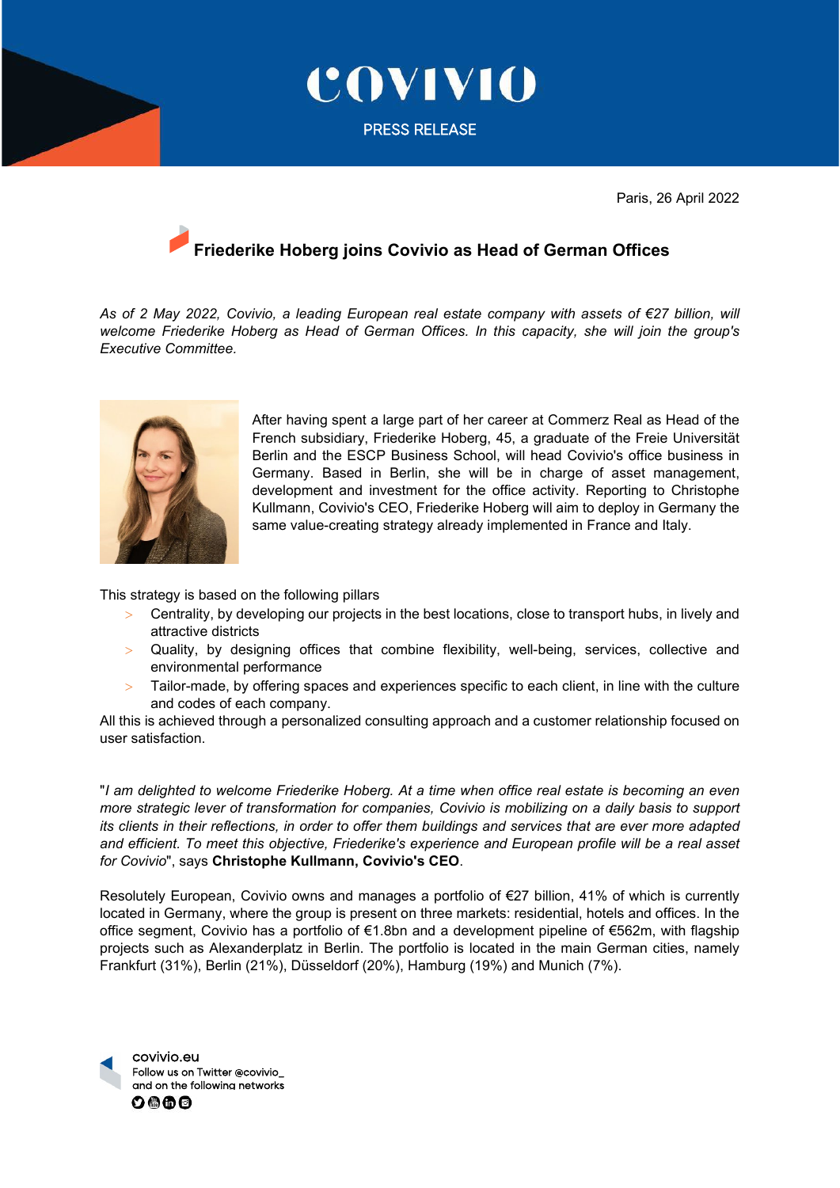COVIVIO

PRESS RELEASE

Paris, 26 April 2022

# Friederike Hoberg joins Covivio as Head of German Offices

*As of 2 May 2022, Covivio, a leading European real estate company with assets of €27 billion, will welcome Friederike Hoberg as Head of German Offices. In this capacity, she will join the group's Executive Committee.*

After having spent a large part of her career at Commerz Real as Head of the French subsidiary, Friederike Hoberg, 45, a graduate of the Freie Universität Berlin and the ESCP Business School, will head Covivio's office business in Germany. Based in Berlin, she will be in charge of asset management, development and investment for the office activity. Reporting to Christophe Kullmann, Covivio's CEO, Friederike Hoberg will aim to deploy in Germany the same value-creating strategy already implemented in France and Italy.

This strategy is based on the following pillars

- Centrality, by developing our projects in the best locations, close to transport hubs, in lively and attractive districts
- Quality, by designing offices that combine flexibility, well-being, services, collective and environmental performance
- Tailor-made, by offering spaces and experiences specific to each client, in line with the culture and codes of each company.

All this is achieved through a personalized consulting approach and a customer relationship focused on user satisfaction.

"*I am delighted to welcome Friederike Hoberg. At a time when office real estate is becoming an even more strategic lever of transformation for companies, Covivio is mobilizing on a daily basis to support its clients in their reflections, in order to offer them buildings and services that are ever more adapted and efficient. To meet this objective, Friederike's experience and European profile will be a real asset for Covivio*", says **Christophe Kullmann, Covivio's CEO**.

Resolutely European, Covivio owns and manages a portfolio of €27 billion, 41% of which is currently located in Germany, where the group is present on three markets: residential, hotels and offices. In the office segment, Covivio has a portfolio of €1.8bn and a development pipeline of €562m, with flagship projects such as Alexanderplatz in Berlin. The portfolio is located in the main German cities, namely Frankfurt (31%), Berlin (21%), Düsseldorf (20%), Hamburg (19%) and Munich (7%).

covivio.eu
Follow us on Twitter @covivio_
and on the following networks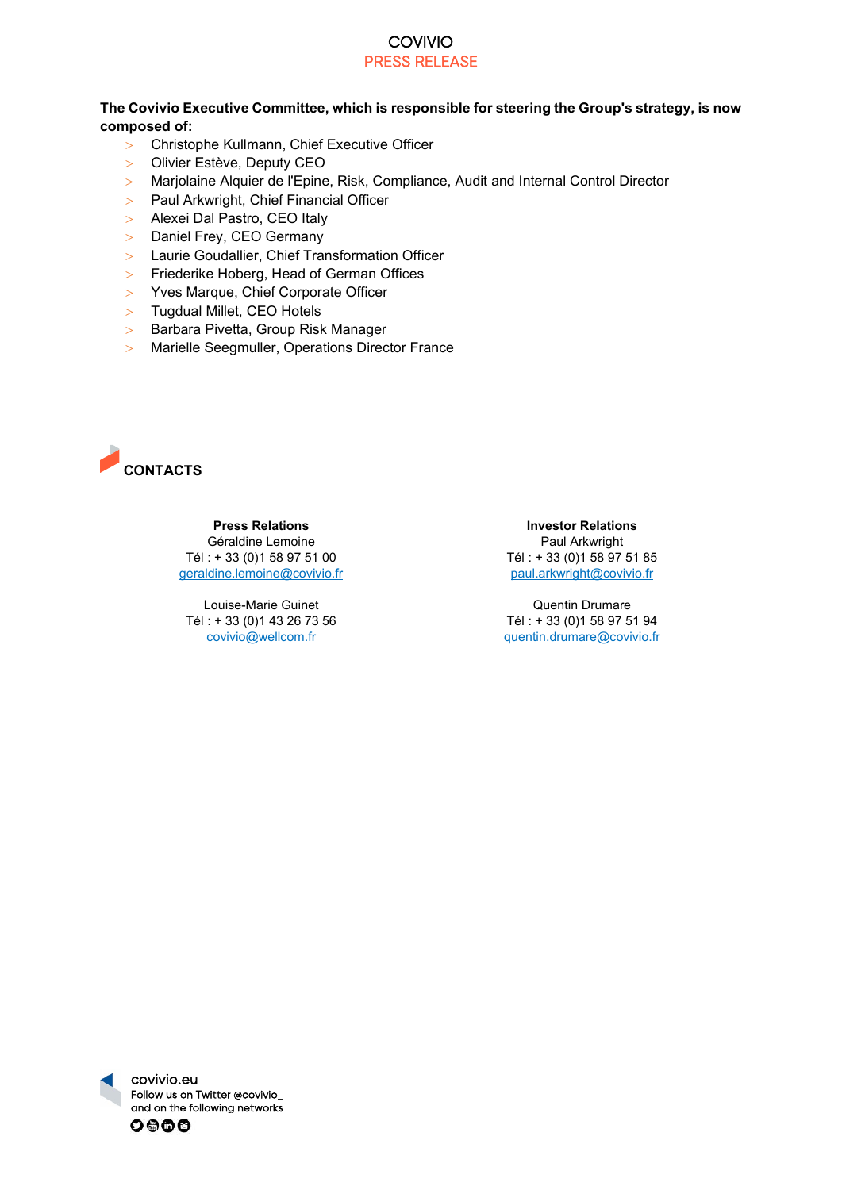**The Covivio Executive Committee, which is responsible for steering the Group's strategy, is now composed of:**

- Christophe Kullmann, Chief Executive Officer
- Olivier Estève, Deputy CEO
- Marjolaine Alquier de l'Epine, Risk, Compliance, Audit and Internal Control Director
- Paul Arkwright, Chief Financial Officer
- Alexei Dal Pastro, CEO Italy
- Daniel Frey, CEO Germany
- Laurie Goudallier, Chief Transformation Officer
- Friederike Hoberg, Head of German Offices
- Yves Marque, Chief Corporate Officer
- Tugdual Millet, CEO Hotels
- Barbara Pivetta, Group Risk Manager
- Marielle Seegmuller, Operations Director France

## CONTACTS

**Press Relations**
Géraldine Lemoine
Tél : + 33 (0)1 58 97 51 00
geraldine.lemoine@covivio.fr

Louise-Marie Guinet
Tél : + 33 (0)1 43 26 73 56
covivio@wellcom.fr

**Investor Relations**
Paul Arkwright
Tél : + 33 (0)1 58 97 51 85
paul.arkwright@covivio.fr

Quentin Drumare
Tél : + 33 (0)1 58 97 51 94
quentin.drumare@covivio.fr

covivio.eu
Follow us on Twitter @covivio_
and on the following networks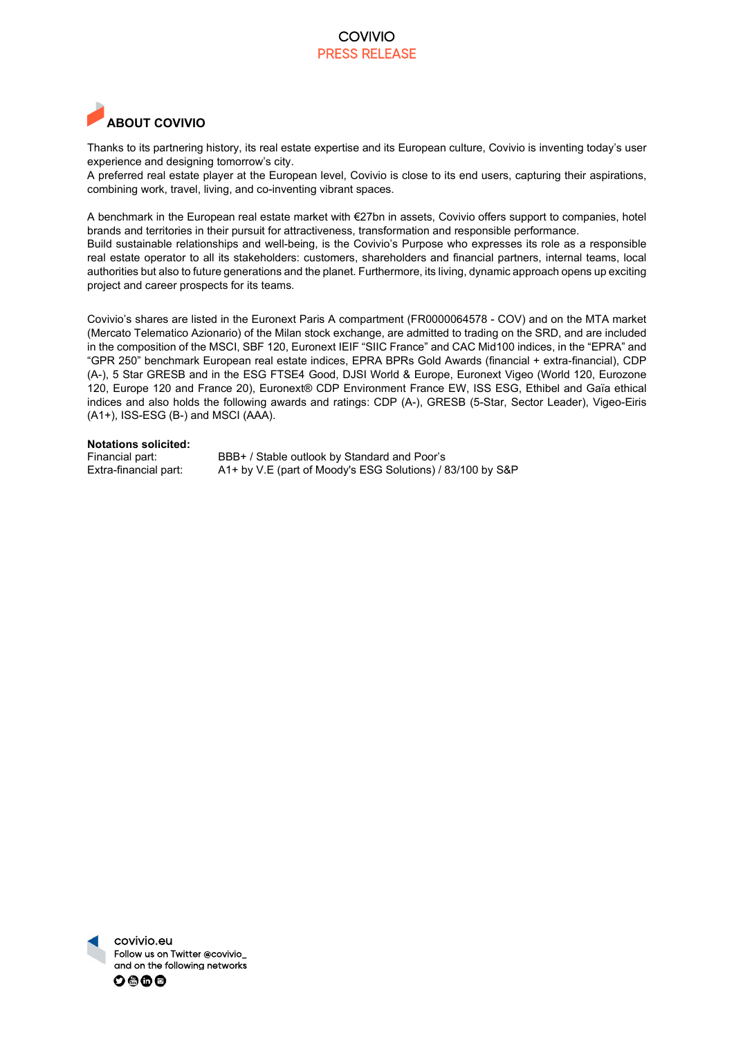## ABOUT COVIVIO

Thanks to its partnering history, its real estate expertise and its European culture, Covivio is inventing today's user experience and designing tomorrow's city.
A preferred real estate player at the European level, Covivio is close to its end users, capturing their aspirations, combining work, travel, living, and co-inventing vibrant spaces.

A benchmark in the European real estate market with €27bn in assets, Covivio offers support to companies, hotel brands and territories in their pursuit for attractiveness, transformation and responsible performance.
Build sustainable relationships and well-being, is the Covivio's Purpose who expresses its role as a responsible real estate operator to all its stakeholders: customers, shareholders and financial partners, internal teams, local authorities but also to future generations and the planet. Furthermore, its living, dynamic approach opens up exciting project and career prospects for its teams.

Covivio's shares are listed in the Euronext Paris A compartment (FR0000064578 - COV) and on the MTA market (Mercato Telematico Azionario) of the Milan stock exchange, are admitted to trading on the SRD, and are included in the composition of the MSCI, SBF 120, Euronext IEIF "SIIC France" and CAC Mid100 indices, in the "EPRA" and "GPR 250" benchmark European real estate indices, EPRA BPRs Gold Awards (financial + extra-financial), CDP (A-), 5 Star GRESB and in the ESG FTSE4 Good, DJSI World & Europe, Euronext Vigeo (World 120, Eurozone 120, Europe 120 and France 20), Euronext® CDP Environment France EW, ISS ESG, Ethibel and Gaïa ethical indices and also holds the following awards and ratings: CDP (A-), GRESB (5-Star, Sector Leader), Vigeo-Eiris (A1+), ISS-ESG (B-) and MSCI (AAA).

**Notations solicited:**

| | |
|---|---|
| Financial part: | BBB+ / Stable outlook by Standard and Poor's |
| Extra-financial part: | A1+ by V.E (part of Moody's ESG Solutions) / 83/100 by S&P |

covivio.eu
Follow us on Twitter @covivio_
and on the following networks